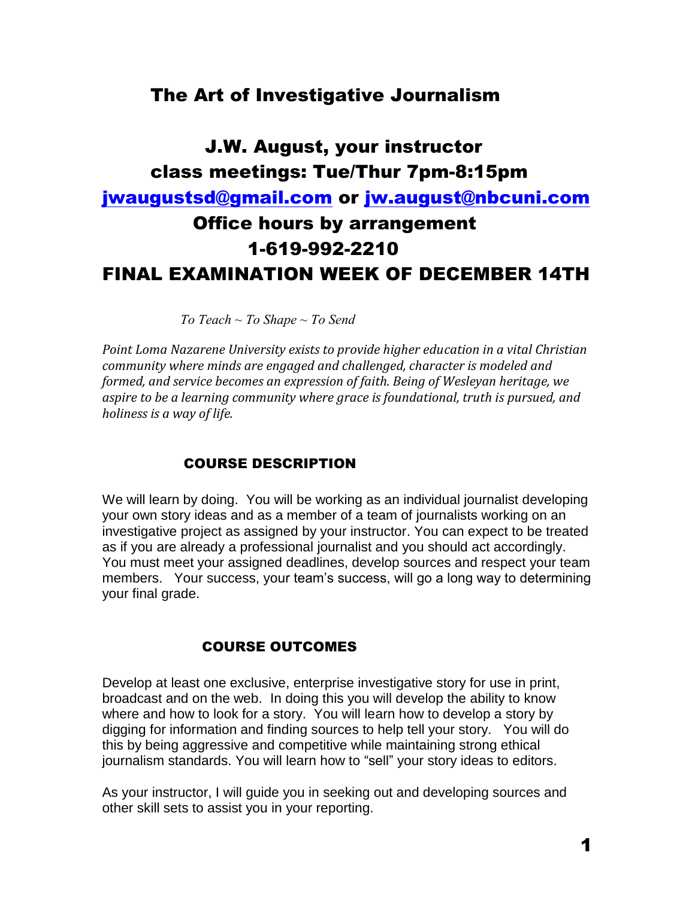# The Art of Investigative Journalism

## J.W. August, your instructor
## class meetings: Tue/Thur 7pm-8:15pm
## [jwaugustsd@gmail.com](mailto:jwaugustsd@gmail.com) or [jw.august@nbcuni.com](mailto:jw.august@nbcuni.com)
## Office hours by arrangement
## 1-619-992-2210
## FINAL EXAMINATION WEEK OF DECEMBER 14TH

*To Teach ~ To Shape ~ To Send*

*Point Loma Nazarene University exists to provide higher education in a vital Christian community where minds are engaged and challenged, character is modeled and formed, and service becomes an expression of faith. Being of Wesleyan heritage, we aspire to be a learning community where grace is foundational, truth is pursued, and holiness is a way of life.*

### COURSE DESCRIPTION

We will learn by doing. You will be working as an individual journalist developing your own story ideas and as a member of a team of journalists working on an investigative project as assigned by your instructor. You can expect to be treated as if you are already a professional journalist and you should act accordingly. You must meet your assigned deadlines, develop sources and respect your team members. Your success, your team's success, will go a long way to determining your final grade.

### COURSE OUTCOMES

Develop at least one exclusive, enterprise investigative story for use in print, broadcast and on the web. In doing this you will develop the ability to know where and how to look for a story. You will learn how to develop a story by digging for information and finding sources to help tell your story. You will do this by being aggressive and competitive while maintaining strong ethical journalism standards. You will learn how to "sell" your story ideas to editors.

As your instructor, I will guide you in seeking out and developing sources and other skill sets to assist you in your reporting.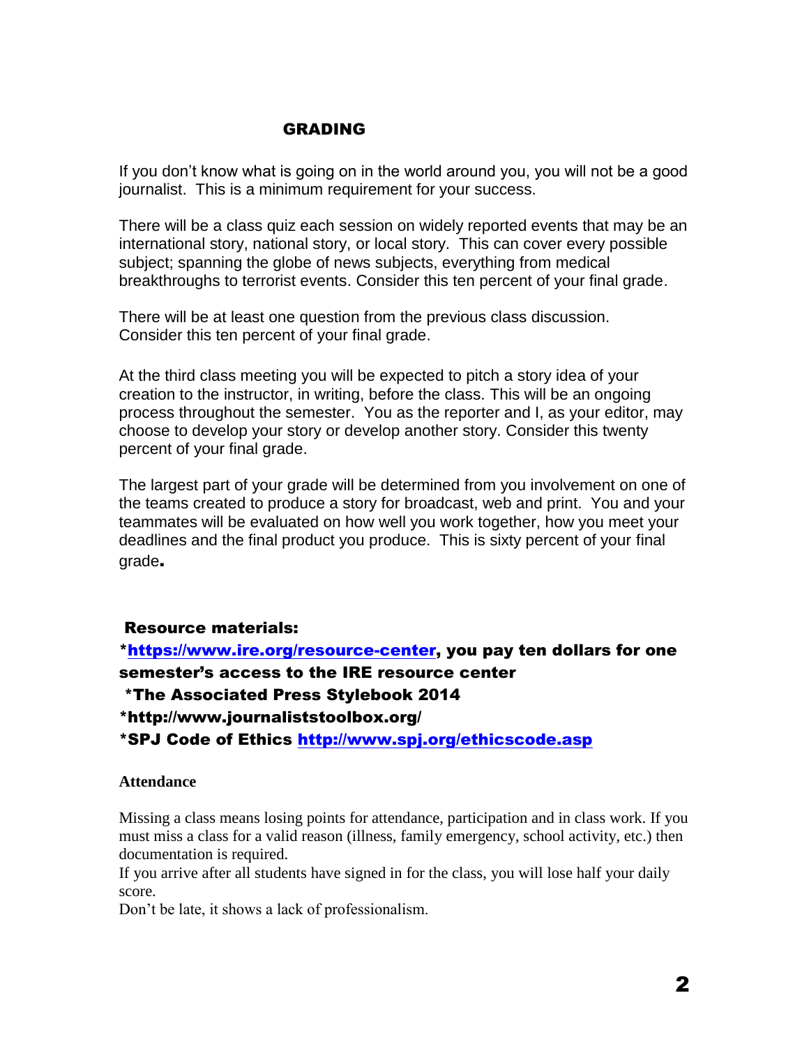## GRADING

If you don't know what is going on in the world around you, you will not be a good journalist. This is a minimum requirement for your success.

There will be a class quiz each session on widely reported events that may be an international story, national story, or local story. This can cover every possible subject; spanning the globe of news subjects, everything from medical breakthroughs to terrorist events. Consider this ten percent of your final grade.

There will be at least one question from the previous class discussion. Consider this ten percent of your final grade.

At the third class meeting you will be expected to pitch a story idea of your creation to the instructor, in writing, before the class. This will be an ongoing process throughout the semester. You as the reporter and I, as your editor, may choose to develop your story or develop another story. Consider this twenty percent of your final grade.

The largest part of your grade will be determined from you involvement on one of the teams created to produce a story for broadcast, web and print. You and your teammates will be evaluated on how well you work together, how you meet your deadlines and the final product you produce. This is sixty percent of your final grade.

**Resource materials:**

**\*[https://www.ire.org/resource-center](https://www.ire.org/resource-center), you pay ten dollars for one semester's access to the IRE resource center**

**\*The Associated Press Stylebook 2014**

**\*http://www.journaliststoolbox.org/**

**\*SPJ Code of Ethics [http://www.spj.org/ethicscode.asp](http://www.spj.org/ethicscode.asp)**

### Attendance

Missing a class means losing points for attendance, participation and in class work. If you must miss a class for a valid reason (illness, family emergency, school activity, etc.) then documentation is required.

If you arrive after all students have signed in for the class, you will lose half your daily score.

Don't be late, it shows a lack of professionalism.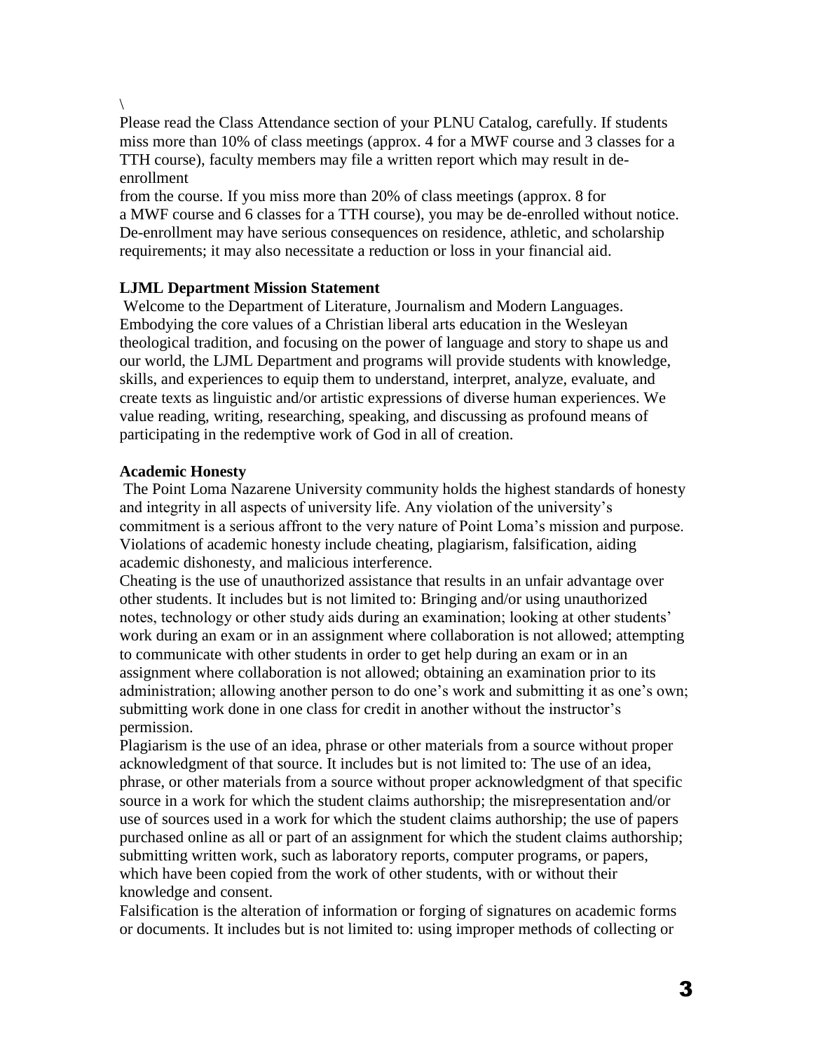\

Please read the Class Attendance section of your PLNU Catalog, carefully. If students miss more than 10% of class meetings (approx. 4 for a MWF course and 3 classes for a TTH course), faculty members may file a written report which may result in de-enrollment
from the course. If you miss more than 20% of class meetings (approx. 8 for a MWF course and 6 classes for a TTH course), you may be de-enrolled without notice. De-enrollment may have serious consequences on residence, athletic, and scholarship requirements; it may also necessitate a reduction or loss in your financial aid.

**LJML Department Mission Statement**

Welcome to the Department of Literature, Journalism and Modern Languages. Embodying the core values of a Christian liberal arts education in the Wesleyan theological tradition, and focusing on the power of language and story to shape us and our world, the LJML Department and programs will provide students with knowledge, skills, and experiences to equip them to understand, interpret, analyze, evaluate, and create texts as linguistic and/or artistic expressions of diverse human experiences. We value reading, writing, researching, speaking, and discussing as profound means of participating in the redemptive work of God in all of creation.

**Academic Honesty**

The Point Loma Nazarene University community holds the highest standards of honesty and integrity in all aspects of university life. Any violation of the university's commitment is a serious affront to the very nature of Point Loma's mission and purpose. Violations of academic honesty include cheating, plagiarism, falsification, aiding academic dishonesty, and malicious interference.

Cheating is the use of unauthorized assistance that results in an unfair advantage over other students. It includes but is not limited to: Bringing and/or using unauthorized notes, technology or other study aids during an examination; looking at other students' work during an exam or in an assignment where collaboration is not allowed; attempting to communicate with other students in order to get help during an exam or in an assignment where collaboration is not allowed; obtaining an examination prior to its administration; allowing another person to do one's work and submitting it as one's own; submitting work done in one class for credit in another without the instructor's permission.

Plagiarism is the use of an idea, phrase or other materials from a source without proper acknowledgment of that source. It includes but is not limited to: The use of an idea, phrase, or other materials from a source without proper acknowledgment of that specific source in a work for which the student claims authorship; the misrepresentation and/or use of sources used in a work for which the student claims authorship; the use of papers purchased online as all or part of an assignment for which the student claims authorship; submitting written work, such as laboratory reports, computer programs, or papers, which have been copied from the work of other students, with or without their knowledge and consent.

Falsification is the alteration of information or forging of signatures on academic forms or documents. It includes but is not limited to: using improper methods of collecting or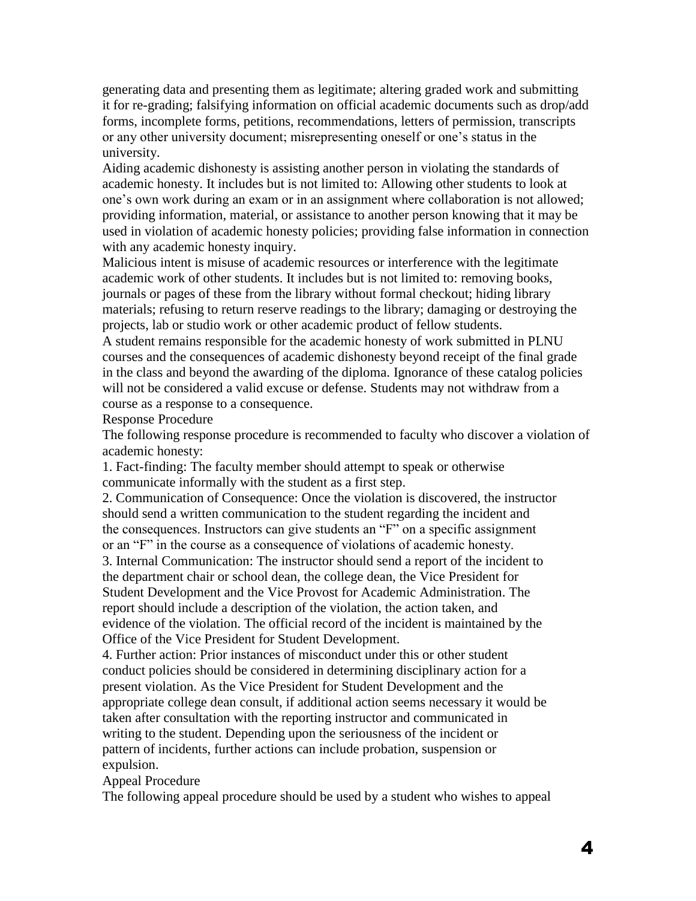generating data and presenting them as legitimate; altering graded work and submitting it for re-grading; falsifying information on official academic documents such as drop/add forms, incomplete forms, petitions, recommendations, letters of permission, transcripts or any other university document; misrepresenting oneself or one's status in the university.

Aiding academic dishonesty is assisting another person in violating the standards of academic honesty. It includes but is not limited to: Allowing other students to look at one's own work during an exam or in an assignment where collaboration is not allowed; providing information, material, or assistance to another person knowing that it may be used in violation of academic honesty policies; providing false information in connection with any academic honesty inquiry.

Malicious intent is misuse of academic resources or interference with the legitimate academic work of other students. It includes but is not limited to: removing books, journals or pages of these from the library without formal checkout; hiding library materials; refusing to return reserve readings to the library; damaging or destroying the projects, lab or studio work or other academic product of fellow students.

A student remains responsible for the academic honesty of work submitted in PLNU courses and the consequences of academic dishonesty beyond receipt of the final grade in the class and beyond the awarding of the diploma. Ignorance of these catalog policies will not be considered a valid excuse or defense. Students may not withdraw from a course as a response to a consequence.

Response Procedure

The following response procedure is recommended to faculty who discover a violation of academic honesty:

1. Fact-finding: The faculty member should attempt to speak or otherwise communicate informally with the student as a first step.
2. Communication of Consequence: Once the violation is discovered, the instructor should send a written communication to the student regarding the incident and the consequences. Instructors can give students an "F" on a specific assignment or an "F" in the course as a consequence of violations of academic honesty.
3. Internal Communication: The instructor should send a report of the incident to the department chair or school dean, the college dean, the Vice President for Student Development and the Vice Provost for Academic Administration. The report should include a description of the violation, the action taken, and evidence of the violation. The official record of the incident is maintained by the Office of the Vice President for Student Development.
4. Further action: Prior instances of misconduct under this or other student conduct policies should be considered in determining disciplinary action for a present violation. As the Vice President for Student Development and the appropriate college dean consult, if additional action seems necessary it would be taken after consultation with the reporting instructor and communicated in writing to the student. Depending upon the seriousness of the incident or pattern of incidents, further actions can include probation, suspension or expulsion.

Appeal Procedure

The following appeal procedure should be used by a student who wishes to appeal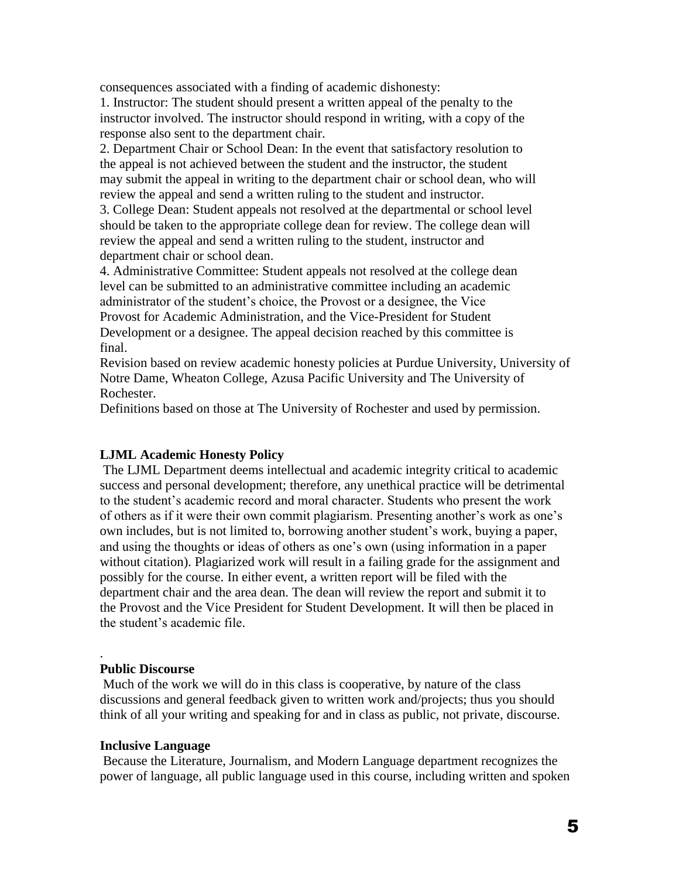consequences associated with a finding of academic dishonesty:

1. Instructor: The student should present a written appeal of the penalty to the instructor involved. The instructor should respond in writing, with a copy of the response also sent to the department chair.
2. Department Chair or School Dean: In the event that satisfactory resolution to the appeal is not achieved between the student and the instructor, the student may submit the appeal in writing to the department chair or school dean, who will review the appeal and send a written ruling to the student and instructor.
3. College Dean: Student appeals not resolved at the departmental or school level should be taken to the appropriate college dean for review. The college dean will review the appeal and send a written ruling to the student, instructor and department chair or school dean.
4. Administrative Committee: Student appeals not resolved at the college dean level can be submitted to an administrative committee including an academic administrator of the student's choice, the Provost or a designee, the Vice Provost for Academic Administration, and the Vice-President for Student Development or a designee. The appeal decision reached by this committee is final.

Revision based on review academic honesty policies at Purdue University, University of Notre Dame, Wheaton College, Azusa Pacific University and The University of Rochester.

Definitions based on those at The University of Rochester and used by permission.

**LJML Academic Honesty Policy**

The LJML Department deems intellectual and academic integrity critical to academic success and personal development; therefore, any unethical practice will be detrimental to the student's academic record and moral character. Students who present the work of others as if it were their own commit plagiarism. Presenting another's work as one's own includes, but is not limited to, borrowing another student's work, buying a paper, and using the thoughts or ideas of others as one's own (using information in a paper without citation). Plagiarized work will result in a failing grade for the assignment and possibly for the course. In either event, a written report will be filed with the department chair and the area dean. The dean will review the report and submit it to the Provost and the Vice President for Student Development. It will then be placed in the student's academic file.

.

**Public Discourse**

Much of the work we will do in this class is cooperative, by nature of the class discussions and general feedback given to written work and/projects; thus you should think of all your writing and speaking for and in class as public, not private, discourse.

**Inclusive Language**

Because the Literature, Journalism, and Modern Language department recognizes the power of language, all public language used in this course, including written and spoken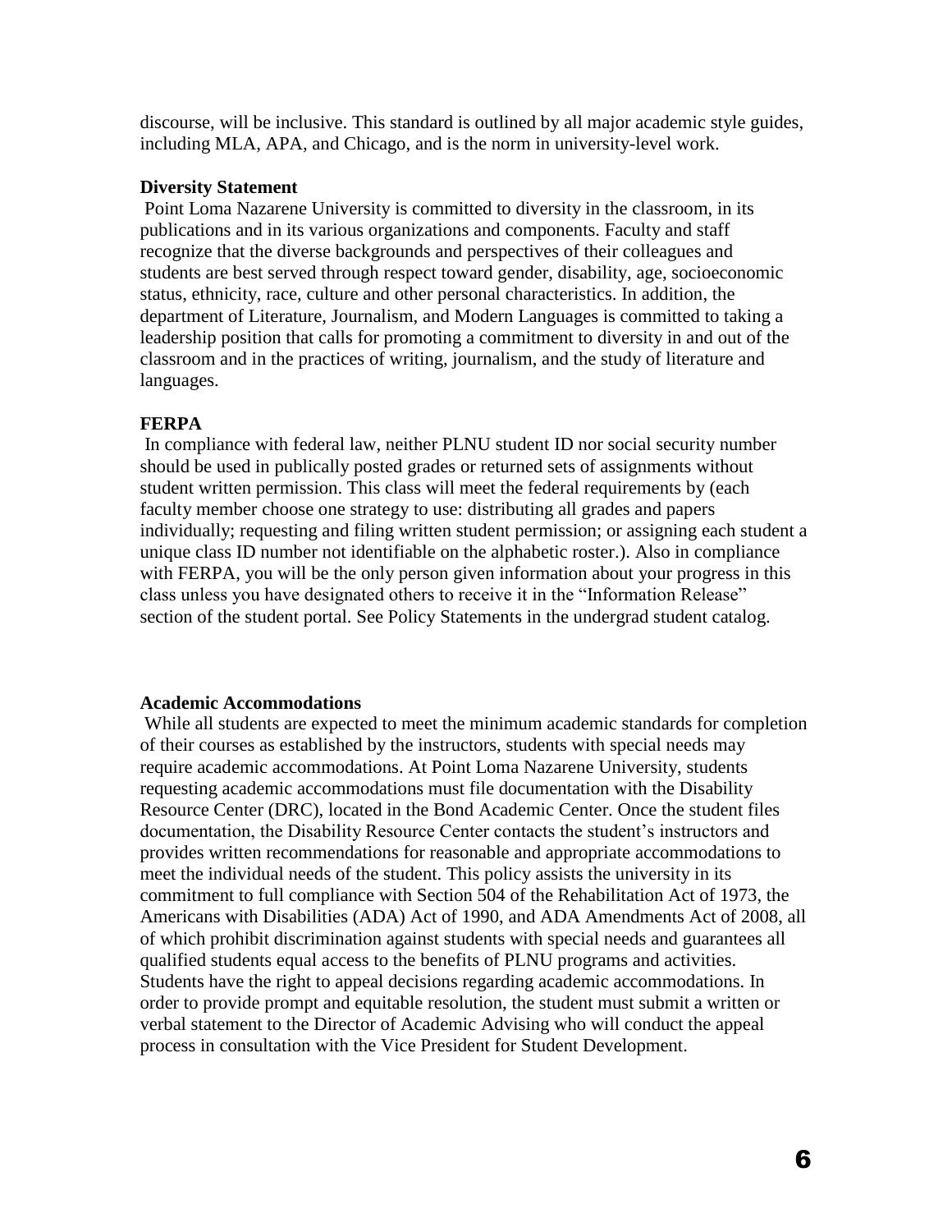discourse, will be inclusive. This standard is outlined by all major academic style guides, including MLA, APA, and Chicago, and is the norm in university-level work.

**Diversity Statement**

Point Loma Nazarene University is committed to diversity in the classroom, in its publications and in its various organizations and components. Faculty and staff recognize that the diverse backgrounds and perspectives of their colleagues and students are best served through respect toward gender, disability, age, socioeconomic status, ethnicity, race, culture and other personal characteristics. In addition, the department of Literature, Journalism, and Modern Languages is committed to taking a leadership position that calls for promoting a commitment to diversity in and out of the classroom and in the practices of writing, journalism, and the study of literature and languages.

**FERPA**

In compliance with federal law, neither PLNU student ID nor social security number should be used in publically posted grades or returned sets of assignments without student written permission. This class will meet the federal requirements by (each faculty member choose one strategy to use: distributing all grades and papers individually; requesting and filing written student permission; or assigning each student a unique class ID number not identifiable on the alphabetic roster.). Also in compliance with FERPA, you will be the only person given information about your progress in this class unless you have designated others to receive it in the "Information Release" section of the student portal. See Policy Statements in the undergrad student catalog.

**Academic Accommodations**

While all students are expected to meet the minimum academic standards for completion of their courses as established by the instructors, students with special needs may require academic accommodations. At Point Loma Nazarene University, students requesting academic accommodations must file documentation with the Disability Resource Center (DRC), located in the Bond Academic Center. Once the student files documentation, the Disability Resource Center contacts the student's instructors and provides written recommendations for reasonable and appropriate accommodations to meet the individual needs of the student. This policy assists the university in its commitment to full compliance with Section 504 of the Rehabilitation Act of 1973, the Americans with Disabilities (ADA) Act of 1990, and ADA Amendments Act of 2008, all of which prohibit discrimination against students with special needs and guarantees all qualified students equal access to the benefits of PLNU programs and activities. Students have the right to appeal decisions regarding academic accommodations. In order to provide prompt and equitable resolution, the student must submit a written or verbal statement to the Director of Academic Advising who will conduct the appeal process in consultation with the Vice President for Student Development.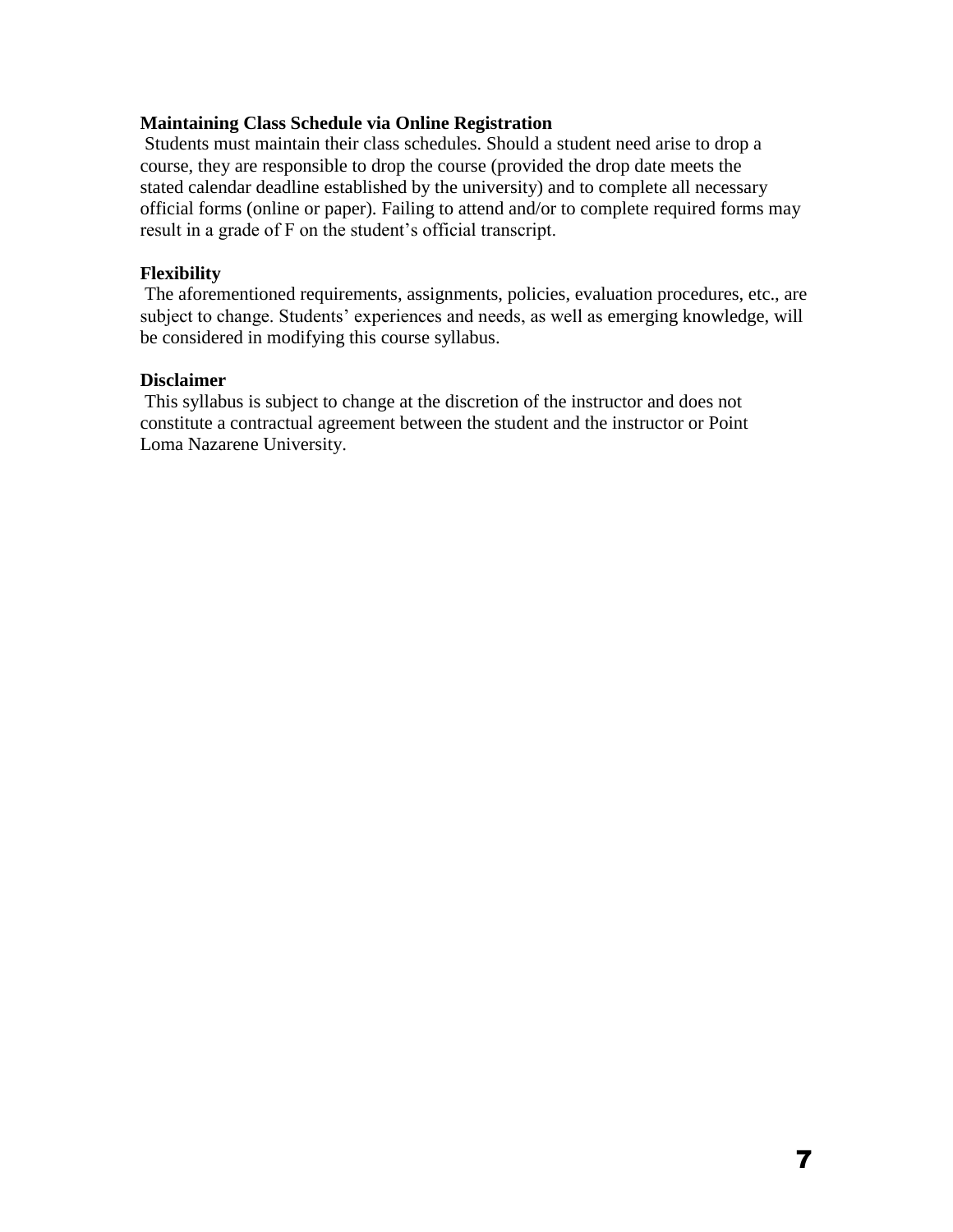**Maintaining Class Schedule via Online Registration**

Students must maintain their class schedules. Should a student need arise to drop a course, they are responsible to drop the course (provided the drop date meets the stated calendar deadline established by the university) and to complete all necessary official forms (online or paper). Failing to attend and/or to complete required forms may result in a grade of F on the student's official transcript.

**Flexibility**

The aforementioned requirements, assignments, policies, evaluation procedures, etc., are subject to change. Students' experiences and needs, as well as emerging knowledge, will be considered in modifying this course syllabus.

**Disclaimer**

This syllabus is subject to change at the discretion of the instructor and does not constitute a contractual agreement between the student and the instructor or Point Loma Nazarene University.